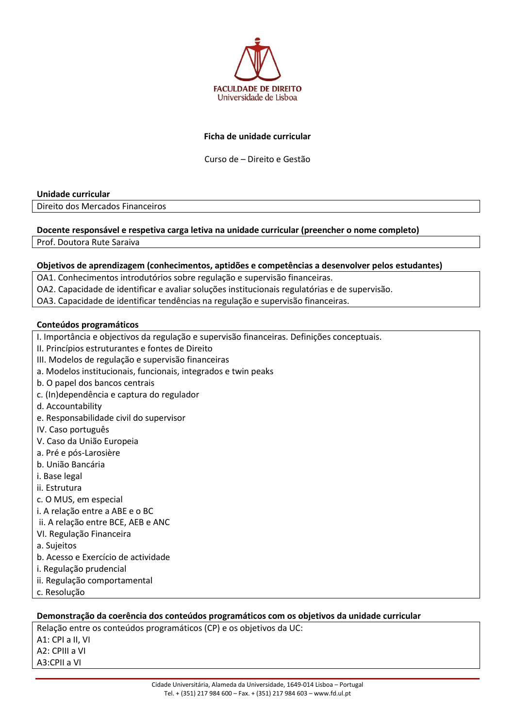FACULDADE DE DIREITO
Universidade de Lisboa

**Ficha de unidade curricular**

Curso de – Direito e Gestão

**Unidade curricular**

Direito dos Mercados Financeiros

**Docente responsável e respetiva carga letiva na unidade curricular (preencher o nome completo)**

Prof. Doutora Rute Saraiva

**Objetivos de aprendizagem (conhecimentos, aptidões e competências a desenvolver pelos estudantes)**

OA1. Conhecimentos introdutórios sobre regulação e supervisão financeiras.
OA2. Capacidade de identificar e avaliar soluções institucionais regulatórias e de supervisão.
OA3. Capacidade de identificar tendências na regulação e supervisão financeiras.

**Conteúdos programáticos**

I. Importância e objectivos da regulação e supervisão financeiras. Definições conceptuais.
II. Princípios estruturantes e fontes de Direito
III. Modelos de regulação e supervisão financeiras
a. Modelos institucionais, funcionais, integrados e twin peaks
b. O papel dos bancos centrais
c. (In)dependência e captura do regulador
d. Accountability
e. Responsabilidade civil do supervisor
IV. Caso português
V. Caso da União Europeia
a. Pré e pós-Larosière
b. União Bancária
i. Base legal
ii. Estrutura
c. O MUS, em especial
i. A relação entre a ABE e o BC
ii. A relação entre BCE, AEB e ANC
VI. Regulação Financeira
a. Sujeitos
b. Acesso e Exercício de actividade
i. Regulação prudencial
ii. Regulação comportamental
c. Resolução

**Demonstração da coerência dos conteúdos programáticos com os objetivos da unidade curricular**

Relação entre os conteúdos programáticos (CP) e os objetivos da UC:
A1: CPI a II, VI
A2: CPIII a VI
A3:CPII a VI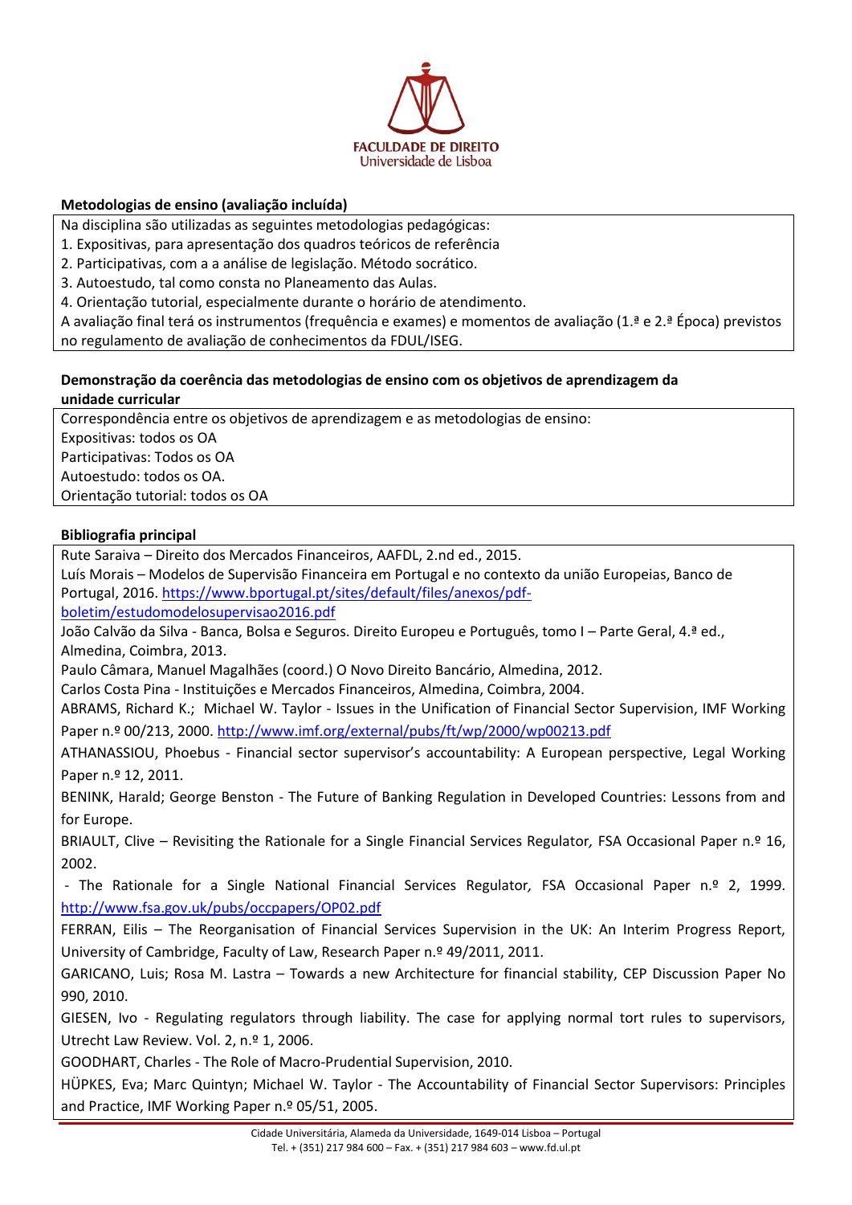**Metodologias de ensino (avaliação incluída)**

Na disciplina são utilizadas as seguintes metodologias pedagógicas:
1. Expositivas, para apresentação dos quadros teóricos de referência
2. Participativas, com a a análise de legislação. Método socrático.
3. Autoestudo, tal como consta no Planeamento das Aulas.
4. Orientação tutorial, especialmente durante o horário de atendimento.

A avaliação final terá os instrumentos (frequência e exames) e momentos de avaliação (1.ª e 2.ª Época) previstos no regulamento de avaliação de conhecimentos da FDUL/ISEG.

**Demonstração da coerência das metodologias de ensino com os objetivos de aprendizagem da unidade curricular**

Correspondência entre os objetivos de aprendizagem e as metodologias de ensino:
Expositivas: todos os OA
Participativas: Todos os OA
Autoestudo: todos os OA.
Orientação tutorial: todos os OA

**Bibliografia principal**

Rute Saraiva – Direito dos Mercados Financeiros, AAFDL, 2.nd ed., 2015.

Luís Morais – Modelos de Supervisão Financeira em Portugal e no contexto da união Europeias, Banco de Portugal, 2016. https://www.bportugal.pt/sites/default/files/anexos/pdf-boletim/estudomodelosupervisao2016.pdf

João Calvão da Silva - Banca, Bolsa e Seguros. Direito Europeu e Português, tomo I – Parte Geral, 4.ª ed., Almedina, Coimbra, 2013.

Paulo Câmara, Manuel Magalhães (coord.) O Novo Direito Bancário, Almedina, 2012.

Carlos Costa Pina - Instituições e Mercados Financeiros, Almedina, Coimbra, 2004.

ABRAMS, Richard K.; Michael W. Taylor - Issues in the Unification of Financial Sector Supervision, IMF Working Paper n.º 00/213, 2000. http://www.imf.org/external/pubs/ft/wp/2000/wp00213.pdf

ATHANASSIOU, Phoebus - Financial sector supervisor's accountability: A European perspective, Legal Working Paper n.º 12, 2011.

BENINK, Harald; George Benston - The Future of Banking Regulation in Developed Countries: Lessons from and for Europe.

BRIAULT, Clive – Revisiting the Rationale for a Single Financial Services Regulator, FSA Occasional Paper n.º 16, 2002.

- The Rationale for a Single National Financial Services Regulator, FSA Occasional Paper n.º 2, 1999. http://www.fsa.gov.uk/pubs/occpapers/OP02.pdf

FERRAN, Eilis – The Reorganisation of Financial Services Supervision in the UK: An Interim Progress Report, University of Cambridge, Faculty of Law, Research Paper n.º 49/2011, 2011.

GARICANO, Luis; Rosa M. Lastra – Towards a new Architecture for financial stability, CEP Discussion Paper No 990, 2010.

GIESEN, Ivo - Regulating regulators through liability. The case for applying normal tort rules to supervisors, Utrecht Law Review. Vol. 2, n.º 1, 2006.

GOODHART, Charles - The Role of Macro-Prudential Supervision, 2010.

HÜPKES, Eva; Marc Quintyn; Michael W. Taylor - The Accountability of Financial Sector Supervisors: Principles and Practice, IMF Working Paper n.º 05/51, 2005.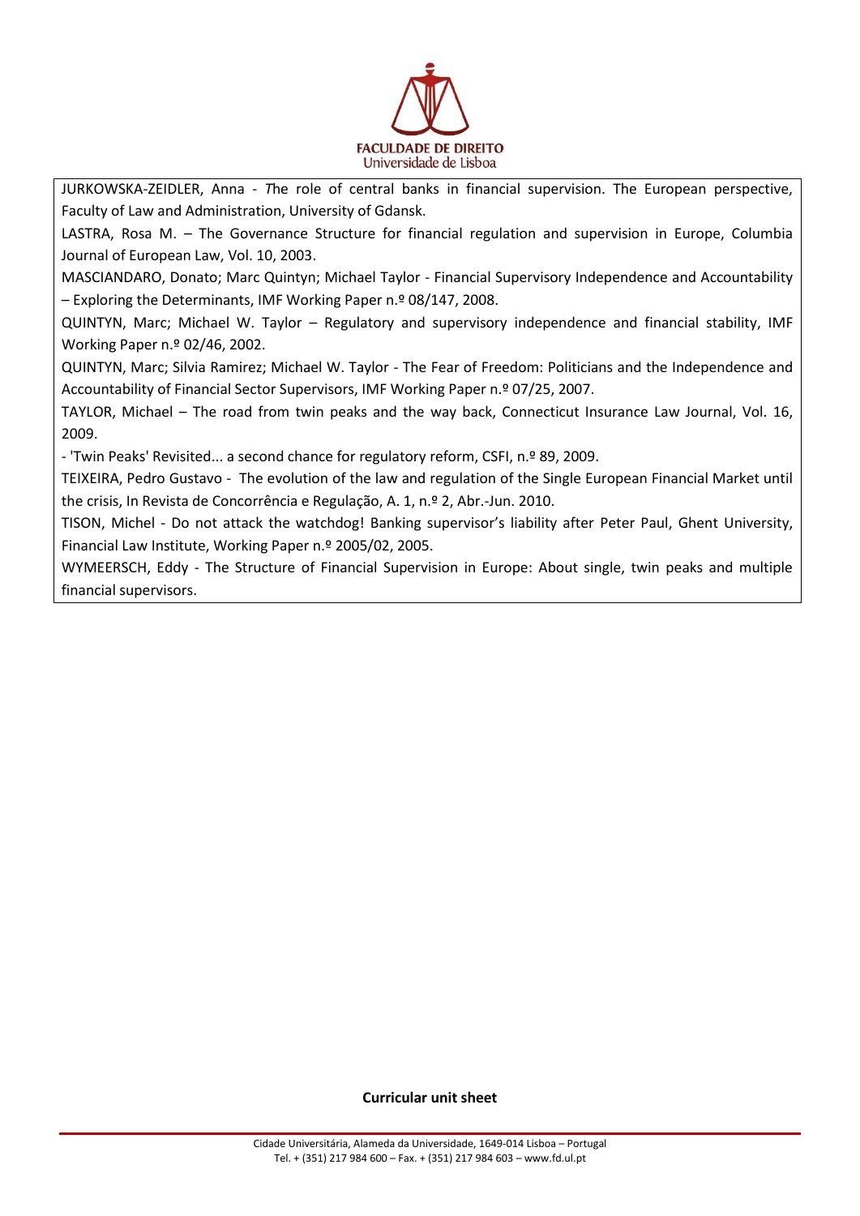JURKOWSKA-ZEIDLER, Anna - The role of central banks in financial supervision. The European perspective, Faculty of Law and Administration, University of Gdansk.

LASTRA, Rosa M. – The Governance Structure for financial regulation and supervision in Europe, Columbia Journal of European Law, Vol. 10, 2003.

MASCIANDARO, Donato; Marc Quintyn; Michael Taylor - Financial Supervisory Independence and Accountability – Exploring the Determinants, IMF Working Paper n.º 08/147, 2008.

QUINTYN, Marc; Michael W. Taylor – Regulatory and supervisory independence and financial stability, IMF Working Paper n.º 02/46, 2002.

QUINTYN, Marc; Silvia Ramirez; Michael W. Taylor - The Fear of Freedom: Politicians and the Independence and Accountability of Financial Sector Supervisors, IMF Working Paper n.º 07/25, 2007.

TAYLOR, Michael – The road from twin peaks and the way back, Connecticut Insurance Law Journal, Vol. 16, 2009.

- 'Twin Peaks' Revisited... a second chance for regulatory reform, CSFI, n.º 89, 2009.

TEIXEIRA, Pedro Gustavo - The evolution of the law and regulation of the Single European Financial Market until the crisis, In Revista de Concorrência e Regulação, A. 1, n.º 2, Abr.-Jun. 2010.

TISON, Michel - Do not attack the watchdog! Banking supervisor's liability after Peter Paul, Ghent University, Financial Law Institute, Working Paper n.º 2005/02, 2005.

WYMEERSCH, Eddy - The Structure of Financial Supervision in Europe: About single, twin peaks and multiple financial supervisors.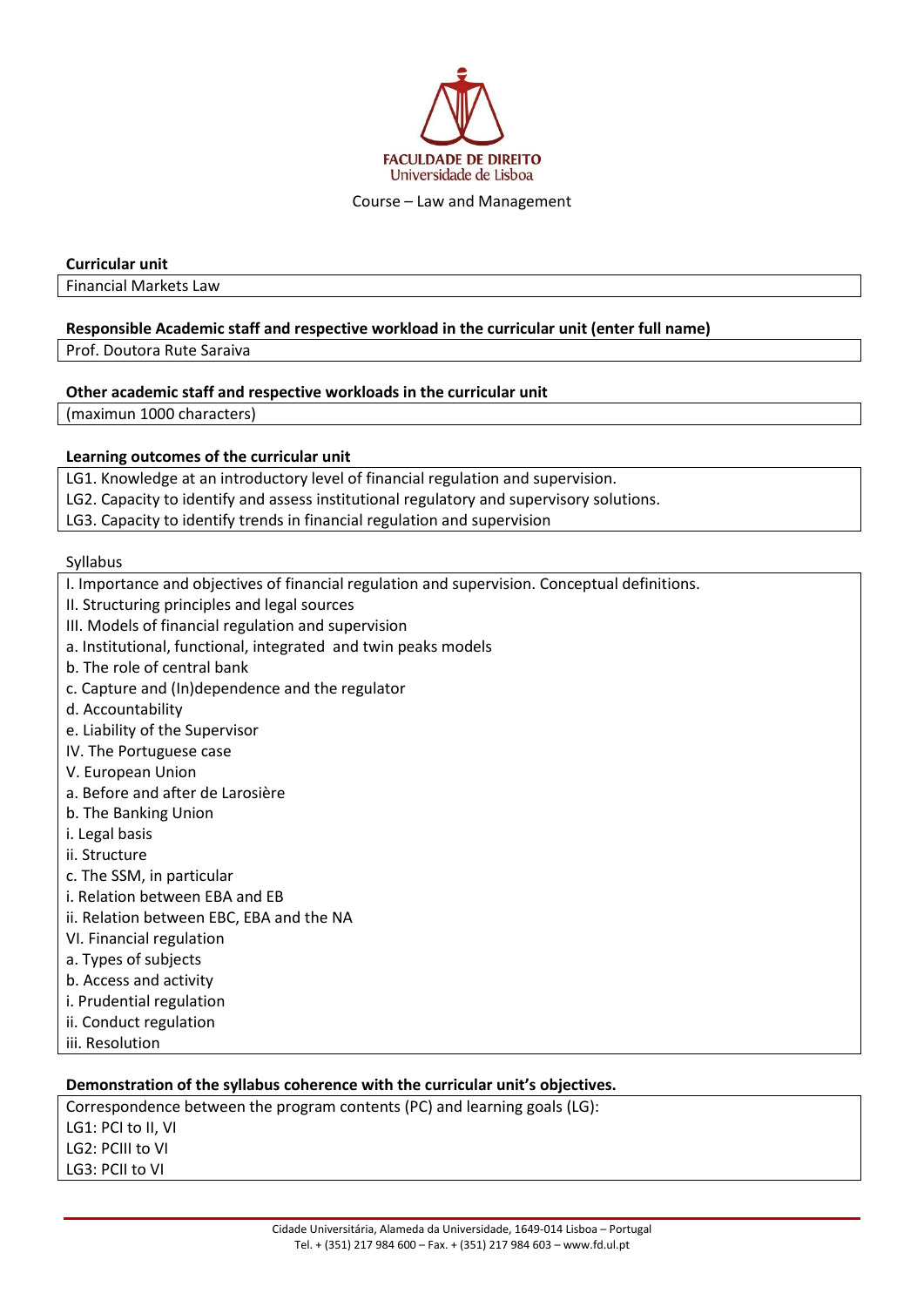FACULDADE DE DIREITO
Universidade de Lisboa

Course – Law and Management

**Curricular unit**

Financial Markets Law

**Responsible Academic staff and respective workload in the curricular unit (enter full name)**

Prof. Doutora Rute Saraiva

**Other academic staff and respective workloads in the curricular unit**

(maximun 1000 characters)

**Learning outcomes of the curricular unit**

LG1. Knowledge at an introductory level of financial regulation and supervision.
LG2. Capacity to identify and assess institutional regulatory and supervisory solutions.
LG3. Capacity to identify trends in financial regulation and supervision

Syllabus

I. Importance and objectives of financial regulation and supervision. Conceptual definitions.
II. Structuring principles and legal sources
III. Models of financial regulation and supervision
a. Institutional, functional, integrated and twin peaks models
b. The role of central bank
c. Capture and (In)dependence and the regulator
d. Accountability
e. Liability of the Supervisor
IV. The Portuguese case
V. European Union
a. Before and after de Larosière
b. The Banking Union
i. Legal basis
ii. Structure
c. The SSM, in particular
i. Relation between EBA and EB
ii. Relation between EBC, EBA and the NA
VI. Financial regulation
a. Types of subjects
b. Access and activity
i. Prudential regulation
ii. Conduct regulation
iii. Resolution

**Demonstration of the syllabus coherence with the curricular unit's objectives.**

Correspondence between the program contents (PC) and learning goals (LG):
LG1: PCI to II, VI
LG2: PCIII to VI
LG3: PCII to VI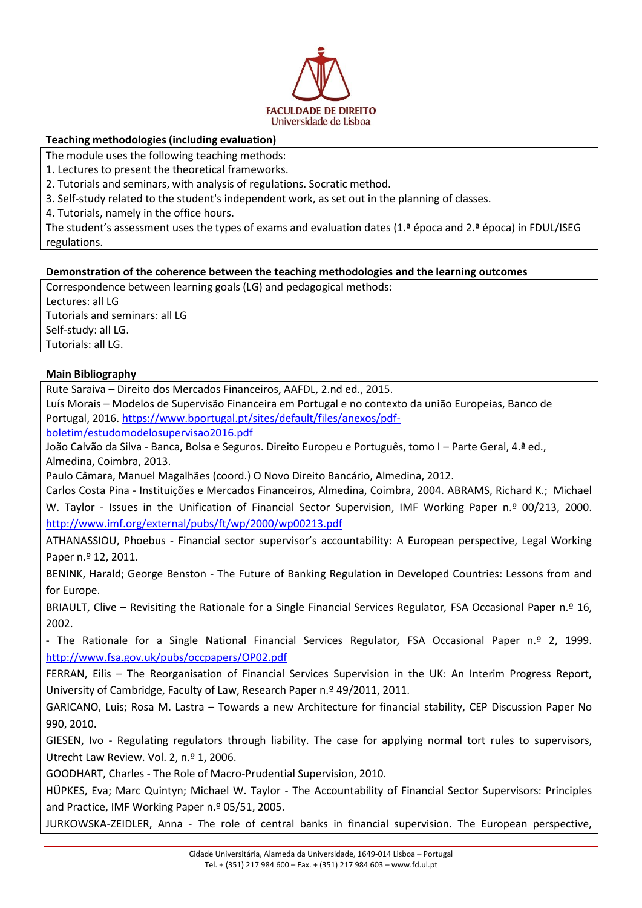**Teaching methodologies (including evaluation)**

The module uses the following teaching methods:
1. Lectures to present the theoretical frameworks.
2. Tutorials and seminars, with analysis of regulations. Socratic method.
3. Self-study related to the student's independent work, as set out in the planning of classes.
4. Tutorials, namely in the office hours.

The student's assessment uses the types of exams and evaluation dates (1.ª época and 2.ª época) in FDUL/ISEG regulations.

**Demonstration of the coherence between the teaching methodologies and the learning outcomes**

Correspondence between learning goals (LG) and pedagogical methods:
Lectures: all LG
Tutorials and seminars: all LG
Self-study: all LG.
Tutorials: all LG.

**Main Bibliography**

Rute Saraiva – Direito dos Mercados Financeiros, AAFDL, 2.nd ed., 2015.

Luís Morais – Modelos de Supervisão Financeira em Portugal e no contexto da união Europeias, Banco de Portugal, 2016. https://www.bportugal.pt/sites/default/files/anexos/pdf-boletim/estudomodelosupervisao2016.pdf

João Calvão da Silva - Banca, Bolsa e Seguros. Direito Europeu e Português, tomo I – Parte Geral, 4.ª ed., Almedina, Coimbra, 2013.

Paulo Câmara, Manuel Magalhães (coord.) O Novo Direito Bancário, Almedina, 2012.

Carlos Costa Pina - Instituições e Mercados Financeiros, Almedina, Coimbra, 2004. ABRAMS, Richard K.; Michael W. Taylor - Issues in the Unification of Financial Sector Supervision, IMF Working Paper n.º 00/213, 2000. http://www.imf.org/external/pubs/ft/wp/2000/wp00213.pdf

ATHANASSIOU, Phoebus - Financial sector supervisor's accountability: A European perspective, Legal Working Paper n.º 12, 2011.

BENINK, Harald; George Benston - The Future of Banking Regulation in Developed Countries: Lessons from and for Europe.

BRIAULT, Clive – Revisiting the Rationale for a Single Financial Services Regulator*,* FSA Occasional Paper n.º 16, 2002.

- The Rationale for a Single National Financial Services Regulator*,* FSA Occasional Paper n.º 2, 1999. http://www.fsa.gov.uk/pubs/occpapers/OP02.pdf

FERRAN, Eilis – The Reorganisation of Financial Services Supervision in the UK: An Interim Progress Report, University of Cambridge, Faculty of Law, Research Paper n.º 49/2011, 2011.

GARICANO, Luis; Rosa M. Lastra – Towards a new Architecture for financial stability, CEP Discussion Paper No 990, 2010.

GIESEN, Ivo - Regulating regulators through liability. The case for applying normal tort rules to supervisors, Utrecht Law Review. Vol. 2, n.º 1, 2006.

GOODHART, Charles - The Role of Macro-Prudential Supervision, 2010.

HÜPKES, Eva; Marc Quintyn; Michael W. Taylor - The Accountability of Financial Sector Supervisors: Principles and Practice, IMF Working Paper n.º 05/51, 2005.

JURKOWSKA-ZEIDLER, Anna - *T*he role of central banks in financial supervision. The European perspective,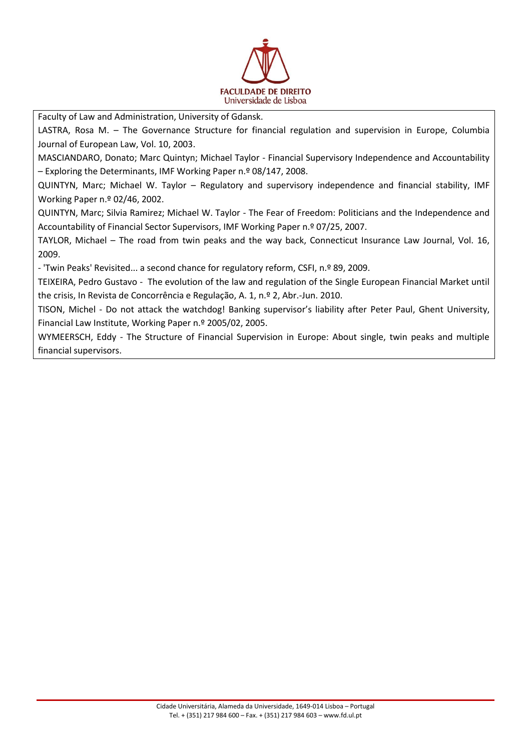Faculty of Law and Administration, University of Gdansk.

LASTRA, Rosa M. – The Governance Structure for financial regulation and supervision in Europe, Columbia Journal of European Law, Vol. 10, 2003.

MASCIANDARO, Donato; Marc Quintyn; Michael Taylor - Financial Supervisory Independence and Accountability – Exploring the Determinants, IMF Working Paper n.º 08/147, 2008.

QUINTYN, Marc; Michael W. Taylor – Regulatory and supervisory independence and financial stability, IMF Working Paper n.º 02/46, 2002.

QUINTYN, Marc; Silvia Ramirez; Michael W. Taylor - The Fear of Freedom: Politicians and the Independence and Accountability of Financial Sector Supervisors, IMF Working Paper n.º 07/25, 2007.

TAYLOR, Michael – The road from twin peaks and the way back, Connecticut Insurance Law Journal, Vol. 16, 2009.

- 'Twin Peaks' Revisited... a second chance for regulatory reform, CSFI, n.º 89, 2009.

TEIXEIRA, Pedro Gustavo - The evolution of the law and regulation of the Single European Financial Market until the crisis, In Revista de Concorrência e Regulação, A. 1, n.º 2, Abr.-Jun. 2010.

TISON, Michel - Do not attack the watchdog! Banking supervisor's liability after Peter Paul, Ghent University, Financial Law Institute, Working Paper n.º 2005/02, 2005.

WYMEERSCH, Eddy - The Structure of Financial Supervision in Europe: About single, twin peaks and multiple financial supervisors.